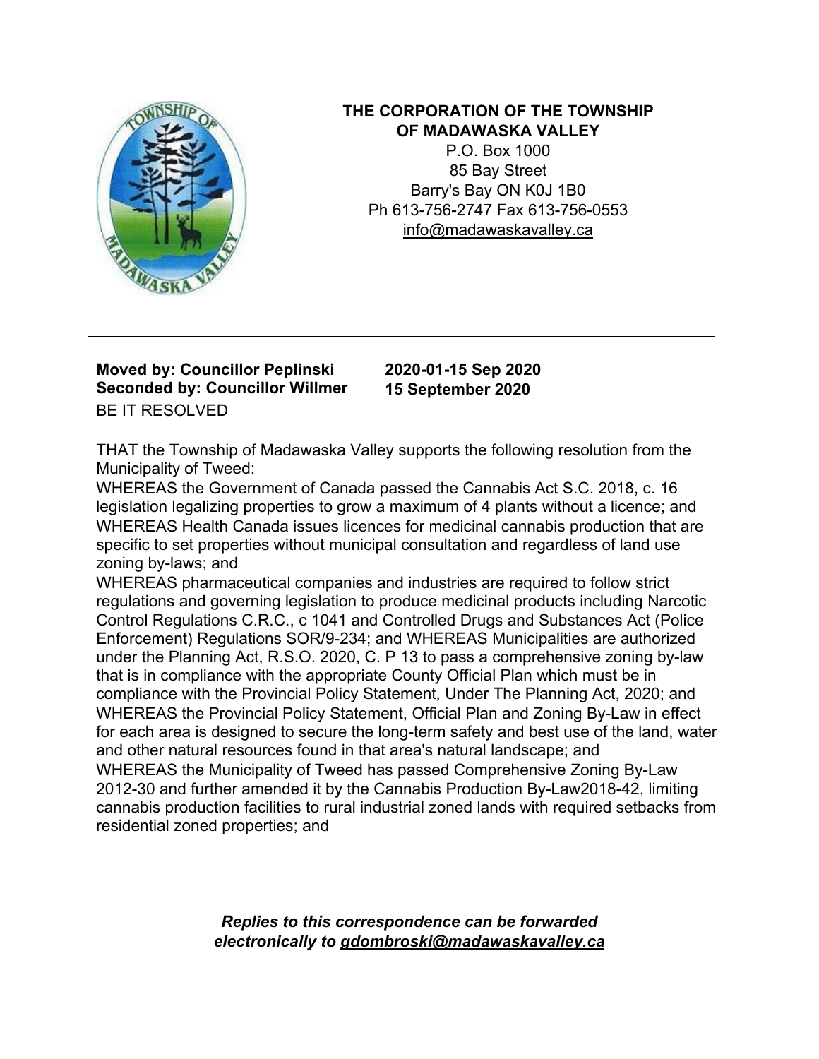**THE CORPORATION OF THE TOWNSHIP OF MADAWASKA VALLEY**

P.O. Box 1000
85 Bay Street
Barry's Bay ON K0J 1B0
Ph 613-756-2747 Fax 613-756-0553
info@madawaskavalley.ca

---

**Moved by: Councillor Peplinski**
**Seconded by: Councillor Willmer**

**2020-01-15 Sep 2020**
**15 September 2020**

BE IT RESOLVED

THAT the Township of Madawaska Valley supports the following resolution from the Municipality of Tweed:

WHEREAS the Government of Canada passed the Cannabis Act S.C. 2018, c. 16 legislation legalizing properties to grow a maximum of 4 plants without a licence; and

WHEREAS Health Canada issues licences for medicinal cannabis production that are specific to set properties without municipal consultation and regardless of land use zoning by-laws; and

WHEREAS pharmaceutical companies and industries are required to follow strict regulations and governing legislation to produce medicinal products including Narcotic Control Regulations C.R.C., c 1041 and Controlled Drugs and Substances Act (Police Enforcement) Regulations SOR/9-234; and WHEREAS Municipalities are authorized under the Planning Act, R.S.O. 2020, C. P 13 to pass a comprehensive zoning by-law that is in compliance with the appropriate County Official Plan which must be in compliance with the Provincial Policy Statement, Under The Planning Act, 2020; and

WHEREAS the Provincial Policy Statement, Official Plan and Zoning By-Law in effect for each area is designed to secure the long-term safety and best use of the land, water and other natural resources found in that area's natural landscape; and

WHEREAS the Municipality of Tweed has passed Comprehensive Zoning By-Law 2012-30 and further amended it by the Cannabis Production By-Law2018-42, limiting cannabis production facilities to rural industrial zoned lands with required setbacks from residential zoned properties; and

***Replies to this correspondence can be forwarded electronically to gdombroski@madawaskavalley.ca***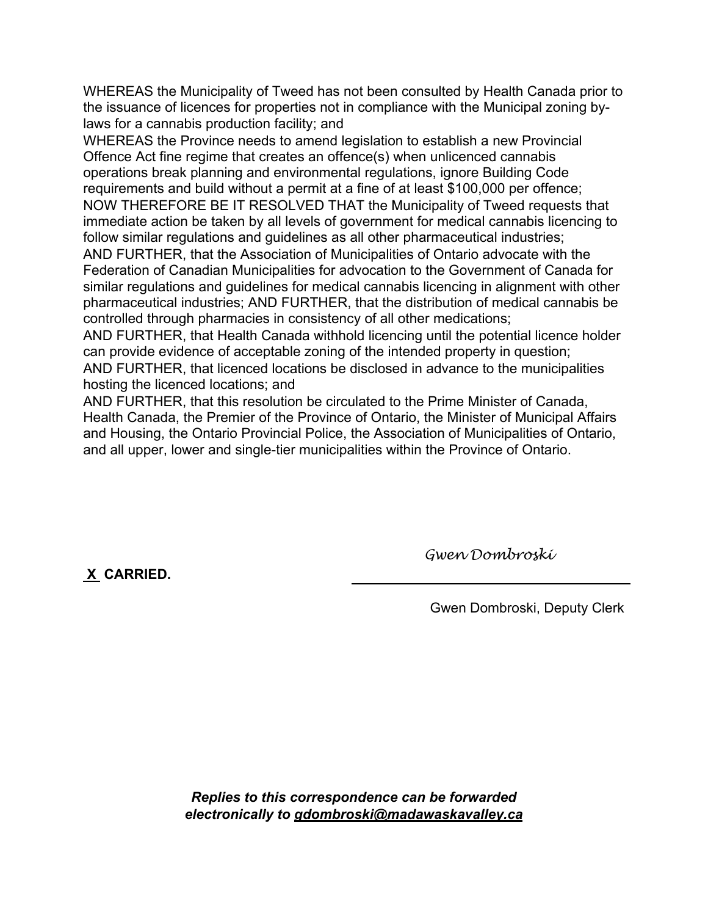WHEREAS the Municipality of Tweed has not been consulted by Health Canada prior to the issuance of licences for properties not in compliance with the Municipal zoning by-laws for a cannabis production facility; and

WHEREAS the Province needs to amend legislation to establish a new Provincial Offence Act fine regime that creates an offence(s) when unlicenced cannabis operations break planning and environmental regulations, ignore Building Code requirements and build without a permit at a fine of at least $100,000 per offence;

NOW THEREFORE BE IT RESOLVED THAT the Municipality of Tweed requests that immediate action be taken by all levels of government for medical cannabis licencing to follow similar regulations and guidelines as all other pharmaceutical industries;

AND FURTHER, that the Association of Municipalities of Ontario advocate with the Federation of Canadian Municipalities for advocation to the Government of Canada for similar regulations and guidelines for medical cannabis licencing in alignment with other pharmaceutical industries; AND FURTHER, that the distribution of medical cannabis be controlled through pharmacies in consistency of all other medications;

AND FURTHER, that Health Canada withhold licencing until the potential licence holder can provide evidence of acceptable zoning of the intended property in question;

AND FURTHER, that licenced locations be disclosed in advance to the municipalities hosting the licenced locations; and

AND FURTHER, that this resolution be circulated to the Prime Minister of Canada, Health Canada, the Premier of the Province of Ontario, the Minister of Municipal Affairs and Housing, the Ontario Provincial Police, the Association of Municipalities of Ontario, and all upper, lower and single-tier municipalities within the Province of Ontario.

**X CARRIED.**

*Gwen Dombroski*

Gwen Dombroski, Deputy Clerk

***Replies to this correspondence can be forwarded electronically to gdombroski@madawaskavalley.ca***